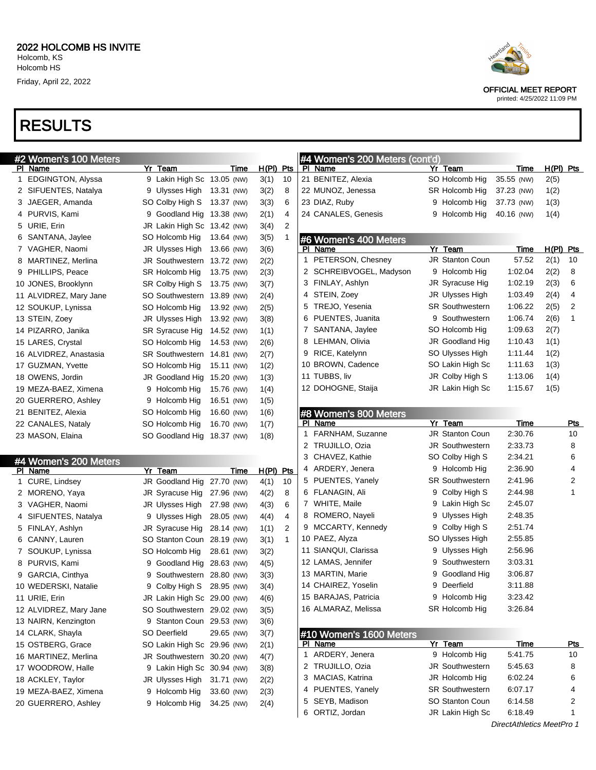# 2022 HOLCOMB HS INVITE

Holcomb, KS
Holcomb HS
Friday, April 22, 2022

OFFICIAL MEET REPORT
printed: 4/25/2022 11:09 PM

# RESULTS

## #2 Women's 100 Meters

| Pl | Name | Yr | Team | Time | | H(Pl) | Pts |
|---|---|---|---|---|---|---|---|
| 1 | EDGINGTON, Alyssa | 9 | Lakin High Sc | 13.05 | (NW) | 3(1) | 10 |
| 2 | SIFUENTES, Natalya | 9 | Ulysses High | 13.31 | (NW) | 3(2) | 8 |
| 3 | JAEGER, Amanda | SO | Colby High S | 13.37 | (NW) | 3(3) | 6 |
| 4 | PURVIS, Kami | 9 | Goodland Hig | 13.38 | (NW) | 2(1) | 4 |
| 5 | URIE, Erin | JR | Lakin High Sc | 13.42 | (NW) | 3(4) | 2 |
| 6 | SANTANA, Jaylee | SO | Holcomb Hig | 13.64 | (NW) | 3(5) | 1 |
| 7 | VAGHER, Naomi | JR | Ulysses High | 13.66 | (NW) | 3(6) | |
| 8 | MARTINEZ, Merlina | JR | Southwestern | 13.72 | (NW) | 2(2) | |
| 9 | PHILLIPS, Peace | SR | Holcomb Hig | 13.75 | (NW) | 2(3) | |
| 10 | JONES, Brooklynn | SR | Colby High S | 13.75 | (NW) | 3(7) | |
| 11 | ALVIDREZ, Mary Jane | SO | Southwestern | 13.89 | (NW) | 2(4) | |
| 12 | SOUKUP, Lynissa | SO | Holcomb Hig | 13.92 | (NW) | 2(5) | |
| 13 | STEIN, Zoey | JR | Ulysses High | 13.92 | (NW) | 3(8) | |
| 14 | PIZARRO, Janika | SR | Syracuse Hig | 14.52 | (NW) | 1(1) | |
| 15 | LARES, Crystal | SO | Holcomb Hig | 14.53 | (NW) | 2(6) | |
| 16 | ALVIDREZ, Anastasia | SR | Southwestern | 14.81 | (NW) | 2(7) | |
| 17 | GUZMAN, Yvette | SO | Holcomb Hig | 15.11 | (NW) | 1(2) | |
| 18 | OWENS, Jordin | JR | Goodland Hig | 15.20 | (NW) | 1(3) | |
| 19 | MEZA-BAEZ, Ximena | 9 | Holcomb Hig | 15.76 | (NW) | 1(4) | |
| 20 | GUERRERO, Ashley | 9 | Holcomb Hig | 16.51 | (NW) | 1(5) | |
| 21 | BENITEZ, Alexia | SO | Holcomb Hig | 16.60 | (NW) | 1(6) | |
| 22 | CANALES, Nataly | SO | Holcomb Hig | 16.70 | (NW) | 1(7) | |
| 23 | MASON, Elaina | SO | Goodland Hig | 18.37 | (NW) | 1(8) | |

## #4 Women's 200 Meters

| Pl | Name | Yr | Team | Time | | H(Pl) | Pts |
|---|---|---|---|---|---|---|---|
| 1 | CURE, Lindsey | JR | Goodland Hig | 27.70 | (NW) | 4(1) | 10 |
| 2 | MORENO, Yaya | JR | Syracuse Hig | 27.96 | (NW) | 4(2) | 8 |
| 3 | VAGHER, Naomi | JR | Ulysses High | 27.98 | (NW) | 4(3) | 6 |
| 4 | SIFUENTES, Natalya | 9 | Ulysses High | 28.05 | (NW) | 4(4) | 4 |
| 5 | FINLAY, Ashlyn | JR | Syracuse Hig | 28.14 | (NW) | 1(1) | 2 |
| 6 | CANNY, Lauren | SO | Stanton Coun | 28.19 | (NW) | 3(1) | 1 |
| 7 | SOUKUP, Lynissa | SO | Holcomb Hig | 28.61 | (NW) | 3(2) | |
| 8 | PURVIS, Kami | 9 | Goodland Hig | 28.63 | (NW) | 4(5) | |
| 9 | GARCIA, Cinthya | 9 | Southwestern | 28.80 | (NW) | 3(3) | |
| 10 | WEDERSKI, Natalie | 9 | Colby High S | 28.95 | (NW) | 3(4) | |
| 11 | URIE, Erin | JR | Lakin High Sc | 29.00 | (NW) | 4(6) | |
| 12 | ALVIDREZ, Mary Jane | SO | Southwestern | 29.02 | (NW) | 3(5) | |
| 13 | NAIRN, Kenzington | 9 | Stanton Coun | 29.53 | (NW) | 3(6) | |
| 14 | CLARK, Shayla | SO | Deerfield | 29.65 | (NW) | 3(7) | |
| 15 | OSTBERG, Grace | SO | Lakin High Sc | 29.96 | (NW) | 2(1) | |
| 16 | MARTINEZ, Merlina | JR | Southwestern | 30.20 | (NW) | 4(7) | |
| 17 | WOODROW, Halle | 9 | Lakin High Sc | 30.94 | (NW) | 3(8) | |
| 18 | ACKLEY, Taylor | JR | Ulysses High | 31.71 | (NW) | 2(2) | |
| 19 | MEZA-BAEZ, Ximena | 9 | Holcomb Hig | 33.60 | (NW) | 2(3) | |
| 20 | GUERRERO, Ashley | 9 | Holcomb Hig | 34.25 | (NW) | 2(4) | |
| 21 | BENITEZ, Alexia | SO | Holcomb Hig | 35.55 | (NW) | 2(5) | |
| 22 | MUNOZ, Jenessa | SR | Holcomb Hig | 37.23 | (NW) | 1(2) | |
| 23 | DIAZ, Ruby | 9 | Holcomb Hig | 37.73 | (NW) | 1(3) | |
| 24 | CANALES, Genesis | 9 | Holcomb Hig | 40.16 | (NW) | 1(4) | |

## #6 Women's 400 Meters

| Pl | Name | Yr | Team | Time | H(Pl) | Pts |
|---|---|---|---|---|---|---|
| 1 | PETERSON, Chesney | JR | Stanton Coun | 57.52 | 2(1) | 10 |
| 2 | SCHREIBVOGEL, Madyson | 9 | Holcomb Hig | 1:02.04 | 2(2) | 8 |
| 3 | FINLAY, Ashlyn | JR | Syracuse Hig | 1:02.19 | 2(3) | 6 |
| 4 | STEIN, Zoey | JR | Ulysses High | 1:03.49 | 2(4) | 4 |
| 5 | TREJO, Yesenia | SR | Southwestern | 1:06.22 | 2(5) | 2 |
| 6 | PUENTES, Juanita | 9 | Southwestern | 1:06.74 | 2(6) | 1 |
| 7 | SANTANA, Jaylee | SO | Holcomb Hig | 1:09.63 | 2(7) | |
| 8 | LEHMAN, Olivia | JR | Goodland Hig | 1:10.43 | 1(1) | |
| 9 | RICE, Katelynn | SO | Ulysses High | 1:11.44 | 1(2) | |
| 10 | BROWN, Cadence | SO | Lakin High Sc | 1:11.63 | 1(3) | |
| 11 | TUBBS, liv | JR | Colby High S | 1:13.06 | 1(4) | |
| 12 | DOHOGNE, Staija | JR | Lakin High Sc | 1:15.67 | 1(5) | |

## #8 Women's 800 Meters

| Pl | Name | Yr | Team | Time | Pts |
|---|---|---|---|---|---|
| 1 | FARNHAM, Suzanne | JR | Stanton Coun | 2:30.76 | 10 |
| 2 | TRUJILLO, Ozia | JR | Southwestern | 2:33.73 | 8 |
| 3 | CHAVEZ, Kathie | SO | Colby High S | 2:34.21 | 6 |
| 4 | ARDERY, Jenera | 9 | Holcomb Hig | 2:36.90 | 4 |
| 5 | PUENTES, Yanely | SR | Southwestern | 2:41.96 | 2 |
| 6 | FLANAGIN, Ali | 9 | Colby High S | 2:44.98 | 1 |
| 7 | WHITE, Maile | 9 | Lakin High Sc | 2:45.07 | |
| 8 | ROMERO, Nayeli | 9 | Ulysses High | 2:48.35 | |
| 9 | MCCARTY, Kennedy | 9 | Colby High S | 2:51.74 | |
| 10 | PAEZ, Alyza | SO | Ulysses High | 2:55.85 | |
| 11 | SIANQUI, Clarissa | 9 | Ulysses High | 2:56.96 | |
| 12 | LAMAS, Jennifer | 9 | Southwestern | 3:03.31 | |
| 13 | MARTIN, Marie | 9 | Goodland Hig | 3:06.87 | |
| 14 | CHAIREZ, Yoselin | 9 | Deerfield | 3:11.88 | |
| 15 | BARAJAS, Patricia | 9 | Holcomb Hig | 3:23.42 | |
| 16 | ALMARAZ, Melissa | SR | Holcomb Hig | 3:26.84 | |

## #10 Women's 1600 Meters

| Pl | Name | Yr | Team | Time | Pts |
|---|---|---|---|---|---|
| 1 | ARDERY, Jenera | 9 | Holcomb Hig | 5:41.75 | 10 |
| 2 | TRUJILLO, Ozia | JR | Southwestern | 5:45.63 | 8 |
| 3 | MACIAS, Katrina | JR | Holcomb Hig | 6:02.24 | 6 |
| 4 | PUENTES, Yanely | SR | Southwestern | 6:07.17 | 4 |
| 5 | SEYB, Madison | SO | Stanton Coun | 6:14.58 | 2 |
| 6 | ORTIZ, Jordan | JR | Lakin High Sc | 6:18.49 | 1 |

DirectAthletics MeetPro 1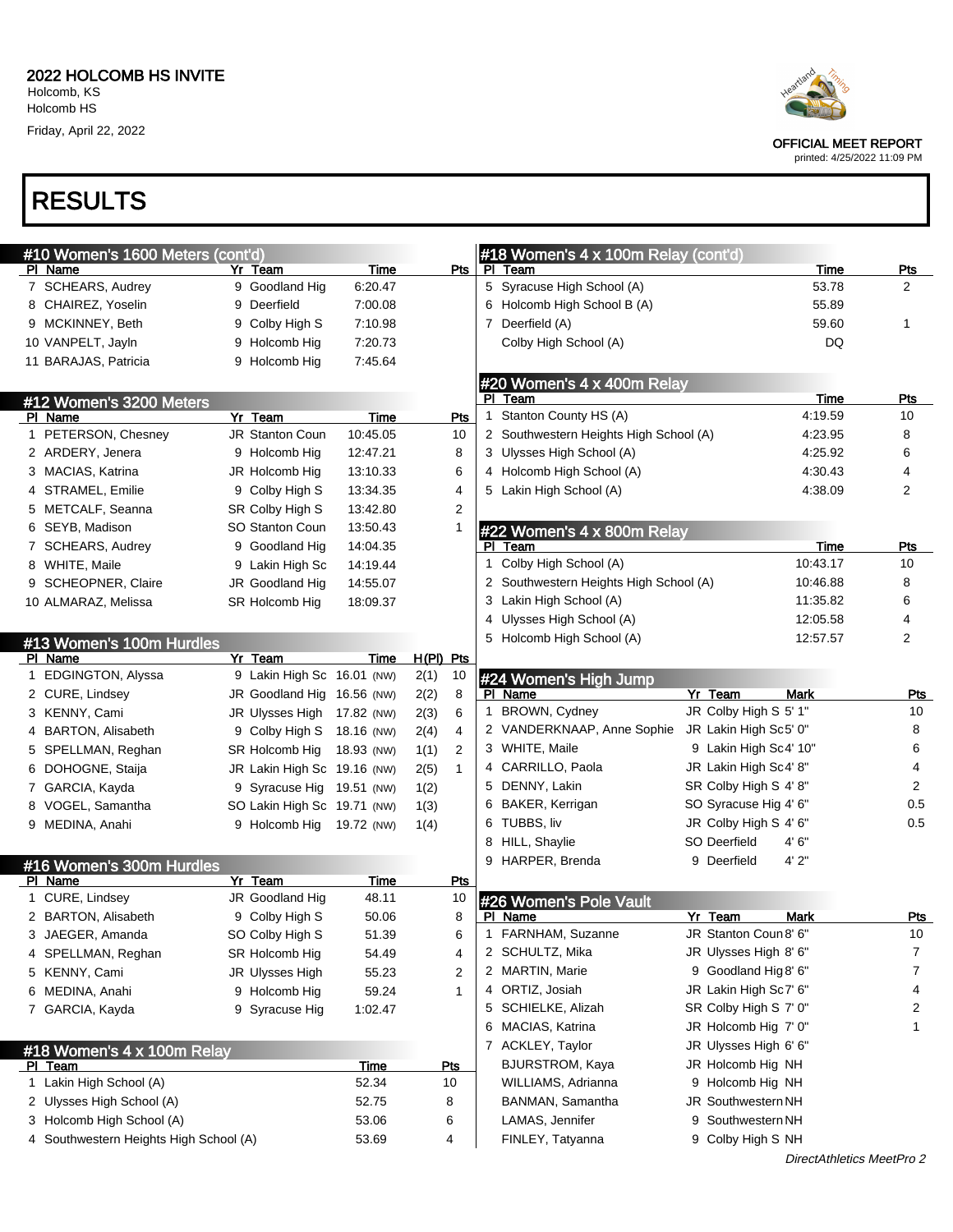# RESULTS

## #10 Women's 1600 Meters (cont'd)

| Pl | Name | Yr | Team | Time | Pts |
|---|---|---|---|---|---|
| 7 | SCHEARS, Audrey | 9 | Goodland Hig | 6:20.47 | |
| 8 | CHAIREZ, Yoselin | 9 | Deerfield | 7:00.08 | |
| 9 | MCKINNEY, Beth | 9 | Colby High S | 7:10.98 | |
| 10 | VANPELT, Jayln | 9 | Holcomb Hig | 7:20.73 | |
| 11 | BARAJAS, Patricia | 9 | Holcomb Hig | 7:45.64 | |

## #12 Women's 3200 Meters

| Pl | Name | Yr | Team | Time | Pts |
|---|---|---|---|---|---|
| 1 | PETERSON, Chesney | JR | Stanton Coun | 10:45.05 | 10 |
| 2 | ARDERY, Jenera | 9 | Holcomb Hig | 12:47.21 | 8 |
| 3 | MACIAS, Katrina | JR | Holcomb Hig | 13:10.33 | 6 |
| 4 | STRAMEL, Emilie | 9 | Colby High S | 13:34.35 | 4 |
| 5 | METCALF, Seanna | SR | Colby High S | 13:42.80 | 2 |
| 6 | SEYB, Madison | SO | Stanton Coun | 13:50.43 | 1 |
| 7 | SCHEARS, Audrey | 9 | Goodland Hig | 14:04.35 | |
| 8 | WHITE, Maile | 9 | Lakin High Sc | 14:19.44 | |
| 9 | SCHEOPNER, Claire | JR | Goodland Hig | 14:55.07 | |
| 10 | ALMARAZ, Melissa | SR | Holcomb Hig | 18:09.37 | |

## #13 Women's 100m Hurdles

| Pl | Name | Yr | Team | Time | H(Pl) | Pts |
|---|---|---|---|---|---|---|
| 1 | EDGINGTON, Alyssa | 9 | Lakin High Sc | 16.01 (NW) | 2(1) | 10 |
| 2 | CURE, Lindsey | JR | Goodland Hig | 16.56 (NW) | 2(2) | 8 |
| 3 | KENNY, Cami | JR | Ulysses High | 17.82 (NW) | 2(3) | 6 |
| 4 | BARTON, Alisabeth | 9 | Colby High S | 18.16 (NW) | 2(4) | 4 |
| 5 | SPELLMAN, Reghan | SR | Holcomb Hig | 18.93 (NW) | 1(1) | 2 |
| 6 | DOHOGNE, Staija | JR | Lakin High Sc | 19.16 (NW) | 2(5) | 1 |
| 7 | GARCIA, Kayda | 9 | Syracuse Hig | 19.51 (NW) | 1(2) | |
| 8 | VOGEL, Samantha | SO | Lakin High Sc | 19.71 (NW) | 1(3) | |
| 9 | MEDINA, Anahi | 9 | Holcomb Hig | 19.72 (NW) | 1(4) | |

## #16 Women's 300m Hurdles

| Pl | Name | Yr | Team | Time | Pts |
|---|---|---|---|---|---|
| 1 | CURE, Lindsey | JR | Goodland Hig | 48.11 | 10 |
| 2 | BARTON, Alisabeth | 9 | Colby High S | 50.06 | 8 |
| 3 | JAEGER, Amanda | SO | Colby High S | 51.39 | 6 |
| 4 | SPELLMAN, Reghan | SR | Holcomb Hig | 54.49 | 4 |
| 5 | KENNY, Cami | JR | Ulysses High | 55.23 | 2 |
| 6 | MEDINA, Anahi | 9 | Holcomb Hig | 59.24 | 1 |
| 7 | GARCIA, Kayda | 9 | Syracuse Hig | 1:02.47 | |

## #18 Women's 4 x 100m Relay

| Pl | Team | Time | Pts |
|---|---|---|---|
| 1 | Lakin High School (A) | 52.34 | 10 |
| 2 | Ulysses High School (A) | 52.75 | 8 |
| 3 | Holcomb High School (A) | 53.06 | 6 |
| 4 | Southwestern Heights High School (A) | 53.69 | 4 |
| 5 | Syracuse High School (A) | 53.78 | 2 |
| 6 | Holcomb High School B (A) | 55.89 | |
| 7 | Deerfield (A) | 59.60 | 1 |
| | Colby High School (A) | DQ | |

## #20 Women's 4 x 400m Relay

| Pl | Team | Time | Pts |
|---|---|---|---|
| 1 | Stanton County HS (A) | 4:19.59 | 10 |
| 2 | Southwestern Heights High School (A) | 4:23.95 | 8 |
| 3 | Ulysses High School (A) | 4:25.92 | 6 |
| 4 | Holcomb High School (A) | 4:30.43 | 4 |
| 5 | Lakin High School (A) | 4:38.09 | 2 |

## #22 Women's 4 x 800m Relay

| Pl | Team | Time | Pts |
|---|---|---|---|
| 1 | Colby High School (A) | 10:43.17 | 10 |
| 2 | Southwestern Heights High School (A) | 10:46.88 | 8 |
| 3 | Lakin High School (A) | 11:35.82 | 6 |
| 4 | Ulysses High School (A) | 12:05.58 | 4 |
| 5 | Holcomb High School (A) | 12:57.57 | 2 |

## #24 Women's High Jump

| Pl | Name | Yr | Team | Mark | Pts |
|---|---|---|---|---|---|
| 1 | BROWN, Cydney | JR | Colby High S | 5' 1" | 10 |
| 2 | VANDERKNAAP, Anne Sophie | JR | Lakin High Sc | 5' 0" | 8 |
| 3 | WHITE, Maile | 9 | Lakin High Sc | 4' 10" | 6 |
| 4 | CARRILLO, Paola | JR | Lakin High Sc | 4' 8" | 4 |
| 5 | DENNY, Lakin | SR | Colby High S | 4' 8" | 2 |
| 6 | BAKER, Kerrigan | SO | Syracuse Hig | 4' 6" | 0.5 |
| 6 | TUBBS, liv | JR | Colby High S | 4' 6" | 0.5 |
| 8 | HILL, Shaylie | SO | Deerfield | 4' 6" | |
| 9 | HARPER, Brenda | 9 | Deerfield | 4' 2" | |

## #26 Women's Pole Vault

| Pl | Name | Yr | Team | Mark | Pts |
|---|---|---|---|---|---|
| 1 | FARNHAM, Suzanne | JR | Stanton Coun | 8' 6" | 10 |
| 2 | SCHULTZ, Mika | JR | Ulysses High | 8' 6" | 7 |
| 2 | MARTIN, Marie | 9 | Goodland Hig | 8' 6" | 7 |
| 4 | ORTIZ, Josiah | JR | Lakin High Sc | 7' 6" | 4 |
| 5 | SCHIELKE, Alizah | SR | Colby High S | 7' 0" | 2 |
| 6 | MACIAS, Katrina | JR | Holcomb Hig | 7' 0" | 1 |
| 7 | ACKLEY, Taylor | JR | Ulysses High | 6' 6" | |
| | BJURSTROM, Kaya | JR | Holcomb Hig | NH | |
| | WILLIAMS, Adrianna | 9 | Holcomb Hig | NH | |
| | BANMAN, Samantha | JR | Southwestern | NH | |
| | LAMAS, Jennifer | 9 | Southwestern | NH | |
| | FINLEY, Tatyanna | 9 | Colby High S | NH | |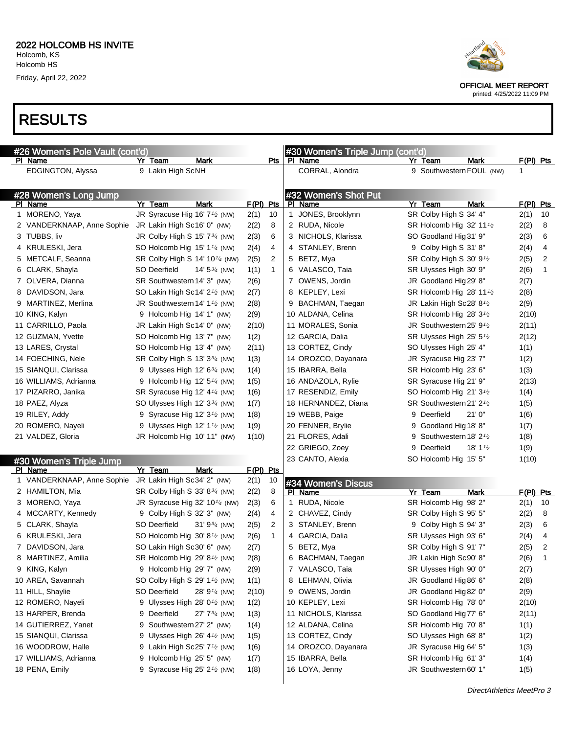# 2022 HOLCOMB HS INVITE

Holcomb, KS
Holcomb HS
Friday, April 22, 2022

OFFICIAL MEET REPORT
printed: 4/25/2022 11:09 PM

## RESULTS

### #26 Women's Pole Vault (cont'd)

| Pl | Name | Yr | Team | Mark | Pts |
|---|---|---|---|---|---|
| | EDGINGTON, Alyssa | 9 | Lakin High Sc | NH | |

### #28 Women's Long Jump

| Pl | Name | Yr | Team | Mark | F(Pl) | Pts |
|---|---|---|---|---|---|---|
| 1 | MORENO, Yaya | JR | Syracuse Hig | 16' 7½ (NW) | 2(1) | 10 |
| 2 | VANDERKNAAP, Anne Sophie | JR | Lakin High Sc | 16' 0" (NW) | 2(2) | 8 |
| 3 | TUBBS, liv | JR | Colby High S | 15' 7¾ (NW) | 2(3) | 6 |
| 4 | KRULESKI, Jera | SO | Holcomb Hig | 15' 1¼ (NW) | 2(4) | 4 |
| 5 | METCALF, Seanna | SR | Colby High S | 14' 10¼ (NW) | 2(5) | 2 |
| 6 | CLARK, Shayla | SO | Deerfield | 14' 5¾ (NW) | 1(1) | 1 |
| 7 | OLVERA, Dianna | SR | Southwestern | 14' 3" (NW) | 2(6) | |
| 8 | DAVIDSON, Jara | SO | Lakin High Sc | 14' 2½ (NW) | 2(7) | |
| 9 | MARTINEZ, Merlina | JR | Southwestern | 14' 1½ (NW) | 2(8) | |
| 10 | KING, Kalyn | 9 | Holcomb Hig | 14' 1" (NW) | 2(9) | |
| 11 | CARRILLO, Paola | JR | Lakin High Sc | 14' 0" (NW) | 2(10) | |
| 12 | GUZMAN, Yvette | SO | Holcomb Hig | 13' 7" (NW) | 1(2) | |
| 13 | LARES, Crystal | SO | Holcomb Hig | 13' 4" (NW) | 2(11) | |
| 14 | FOECHING, Nele | SR | Colby High S | 13' 3¾ (NW) | 1(3) | |
| 15 | SIANQUI, Clarissa | 9 | Ulysses High | 12' 6¾ (NW) | 1(4) | |
| 16 | WILLIAMS, Adrianna | 9 | Holcomb Hig | 12' 5¼ (NW) | 1(5) | |
| 17 | PIZARRO, Janika | SR | Syracuse Hig | 12' 4¼ (NW) | 1(6) | |
| 18 | PAEZ, Alyza | SO | Ulysses High | 12' 3¾ (NW) | 1(7) | |
| 19 | RILEY, Addy | 9 | Syracuse Hig | 12' 3½ (NW) | 1(8) | |
| 20 | ROMERO, Nayeli | 9 | Ulysses High | 12' 1½ (NW) | 1(9) | |
| 21 | VALDEZ, Gloria | JR | Holcomb Hig | 10' 11" (NW) | 1(10) | |

### #30 Women's Triple Jump

| Pl | Name | Yr | Team | Mark | F(Pl) | Pts |
|---|---|---|---|---|---|---|
| 1 | VANDERKNAAP, Anne Sophie | JR | Lakin High Sc | 34' 2" (NW) | 2(1) | 10 |
| 2 | HAMILTON, Mia | SR | Colby High S | 33' 8¾ (NW) | 2(2) | 8 |
| 3 | MORENO, Yaya | JR | Syracuse Hig | 32' 10¼ (NW) | 2(3) | 6 |
| 4 | MCCARTY, Kennedy | 9 | Colby High S | 32' 3" (NW) | 2(4) | 4 |
| 5 | CLARK, Shayla | SO | Deerfield | 31' 9¾ (NW) | 2(5) | 2 |
| 6 | KRULESKI, Jera | SO | Holcomb Hig | 30' 8½ (NW) | 2(6) | 1 |
| 7 | DAVIDSON, Jara | SO | Lakin High Sc | 30' 6" (NW) | 2(7) | |
| 8 | MARTINEZ, Amilia | SR | Holcomb Hig | 29' 8½ (NW) | 2(8) | |
| 9 | KING, Kalyn | 9 | Holcomb Hig | 29' 7" (NW) | 2(9) | |
| 10 | AREA, Savannah | SO | Colby High S | 29' 1½ (NW) | 1(1) | |
| 11 | HILL, Shaylie | SO | Deerfield | 28' 9¼ (NW) | 2(10) | |
| 12 | ROMERO, Nayeli | 9 | Ulysses High | 28' 0½ (NW) | 1(2) | |
| 13 | HARPER, Brenda | 9 | Deerfield | 27' 7¾ (NW) | 1(3) | |
| 14 | GUTIERREZ, Yanet | 9 | Southwestern | 27' 2" (NW) | 1(4) | |
| 15 | SIANQUI, Clarissa | 9 | Ulysses High | 26' 4½ (NW) | 1(5) | |
| 16 | WOODROW, Halle | 9 | Lakin High Sc | 25' 7½ (NW) | 1(6) | |
| 17 | WILLIAMS, Adrianna | 9 | Holcomb Hig | 25' 5" (NW) | 1(7) | |
| 18 | PENA, Emily | 9 | Syracuse Hig | 25' 2½ (NW) | 1(8) | |

### #30 Women's Triple Jump (cont'd)

| Pl | Name | Yr | Team | Mark | F(Pl) | Pts |
|---|---|---|---|---|---|---|
| | CORRAL, Alondra | 9 | Southwestern | FOUL (NW) | 1 | |

### #32 Women's Shot Put

| Pl | Name | Yr | Team | Mark | F(Pl) | Pts |
|---|---|---|---|---|---|---|
| 1 | JONES, Brooklynn | SR | Colby High S | 34' 4" | 2(1) | 10 |
| 2 | RUDA, Nicole | SR | Holcomb Hig | 32' 11½ | 2(2) | 8 |
| 3 | NICHOLS, Klarissa | SO | Goodland Hig | 31' 9" | 2(3) | 6 |
| 4 | STANLEY, Brenn | 9 | Colby High S | 31' 8" | 2(4) | 4 |
| 5 | BETZ, Mya | SR | Colby High S | 30' 9½ | 2(5) | 2 |
| 6 | VALASCO, Taia | SR | Ulysses High | 30' 9" | 2(6) | 1 |
| 7 | OWENS, Jordin | JR | Goodland Hig | 29' 8" | 2(7) | |
| 8 | KEPLEY, Lexi | SR | Holcomb Hig | 28' 11½ | 2(8) | |
| 9 | BACHMAN, Taegan | JR | Lakin High Sc | 28' 8½ | 2(9) | |
| 10 | ALDANA, Celina | SR | Holcomb Hig | 28' 3½ | 2(10) | |
| 11 | MORALES, Sonia | JR | Southwestern | 25' 9½ | 2(11) | |
| 12 | GARCIA, Dalia | SR | Ulysses High | 25' 5½ | 2(12) | |
| 13 | CORTEZ, Cindy | SO | Ulysses High | 25' 4" | 1(1) | |
| 14 | OROZCO, Dayanara | JR | Syracuse Hig | 23' 7" | 1(2) | |
| 15 | IBARRA, Bella | SR | Holcomb Hig | 23' 6" | 1(3) | |
| 16 | ANDAZOLA, Rylie | SR | Syracuse Hig | 21' 9" | 2(13) | |
| 17 | RESENDIZ, Emily | SO | Holcomb Hig | 21' 3½ | 1(4) | |
| 18 | HERNANDEZ, Diana | SR | Southwestern | 21' 2½ | 1(5) | |
| 19 | WEBB, Paige | 9 | Deerfield | 21' 0" | 1(6) | |
| 20 | FENNER, Brylie | 9 | Goodland Hig | 18' 8" | 1(7) | |
| 21 | FLORES, Adali | 9 | Southwestern | 18' 2½ | 1(8) | |
| 22 | GRIEGO, Zoey | 9 | Deerfield | 18' 1½ | 1(9) | |
| 23 | CANTO, Alexia | SO | Holcomb Hig | 15' 5" | 1(10) | |

### #34 Women's Discus

| Pl | Name | Yr | Team | Mark | F(Pl) | Pts |
|---|---|---|---|---|---|---|
| 1 | RUDA, Nicole | SR | Holcomb Hig | 98' 2" | 2(1) | 10 |
| 2 | CHAVEZ, Cindy | SR | Colby High S | 95' 5" | 2(2) | 8 |
| 3 | STANLEY, Brenn | 9 | Colby High S | 94' 3" | 2(3) | 6 |
| 4 | GARCIA, Dalia | SR | Ulysses High | 93' 6" | 2(4) | 4 |
| 5 | BETZ, Mya | SR | Colby High S | 91' 7" | 2(5) | 2 |
| 6 | BACHMAN, Taegan | JR | Lakin High Sc | 90' 8" | 2(6) | 1 |
| 7 | VALASCO, Taia | SR | Ulysses High | 90' 0" | 2(7) | |
| 8 | LEHMAN, Olivia | JR | Goodland Hig | 86' 6" | 2(8) | |
| 9 | OWENS, Jordin | JR | Goodland Hig | 82' 0" | 2(9) | |
| 10 | KEPLEY, Lexi | SR | Holcomb Hig | 78' 0" | 2(10) | |
| 11 | NICHOLS, Klarissa | SO | Goodland Hig | 77' 6" | 2(11) | |
| 12 | ALDANA, Celina | SR | Holcomb Hig | 70' 8" | 1(1) | |
| 13 | CORTEZ, Cindy | SO | Ulysses High | 68' 8" | 1(2) | |
| 14 | OROZCO, Dayanara | JR | Syracuse Hig | 64' 5" | 1(3) | |
| 15 | IBARRA, Bella | SR | Holcomb Hig | 61' 3" | 1(4) | |
| 16 | LOYA, Jenny | JR | Southwestern | 60' 1" | 1(5) | |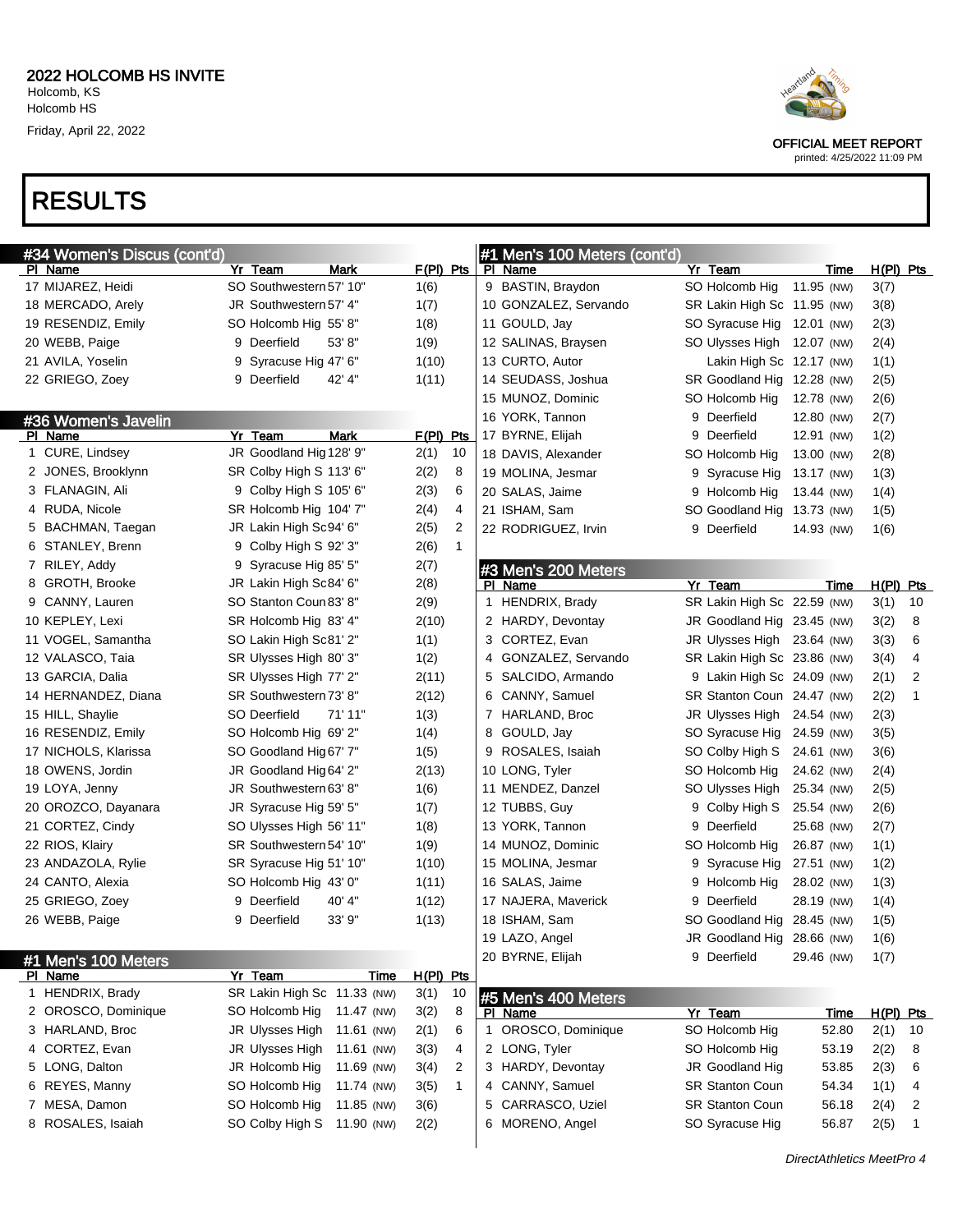# RESULTS

## #34 Women's Discus (cont'd)

| Pl | Name | Yr | Team | Mark | F(Pl) | Pts |
|---|---|---|---|---|---|---|
| 17 | MIJAREZ, Heidi | SO | Southwestern | 57' 10" | 1(6) | |
| 18 | MERCADO, Arely | JR | Southwestern | 57' 4" | 1(7) | |
| 19 | RESENDIZ, Emily | SO | Holcomb Hig | 55' 8" | 1(8) | |
| 20 | WEBB, Paige | 9 | Deerfield | 53' 8" | 1(9) | |
| 21 | AVILA, Yoselin | 9 | Syracuse Hig | 47' 6" | 1(10) | |
| 22 | GRIEGO, Zoey | 9 | Deerfield | 42' 4" | 1(11) | |

## #36 Women's Javelin

| Pl | Name | Yr | Team | Mark | F(Pl) | Pts |
|---|---|---|---|---|---|---|
| 1 | CURE, Lindsey | JR | Goodland Hig | 128' 9" | 2(1) | 10 |
| 2 | JONES, Brooklynn | SR | Colby High S | 113' 6" | 2(2) | 8 |
| 3 | FLANAGIN, Ali | 9 | Colby High S | 105' 6" | 2(3) | 6 |
| 4 | RUDA, Nicole | SR | Holcomb Hig | 104' 7" | 2(4) | 4 |
| 5 | BACHMAN, Taegan | JR | Lakin High Sc | 94' 6" | 2(5) | 2 |
| 6 | STANLEY, Brenn | 9 | Colby High S | 92' 3" | 2(6) | 1 |
| 7 | RILEY, Addy | 9 | Syracuse Hig | 85' 5" | 2(7) | |
| 8 | GROTH, Brooke | JR | Lakin High Sc | 84' 6" | 2(8) | |
| 9 | CANNY, Lauren | SO | Stanton Coun | 83' 8" | 2(9) | |
| 10 | KEPLEY, Lexi | SR | Holcomb Hig | 83' 4" | 2(10) | |
| 11 | VOGEL, Samantha | SO | Lakin High Sc | 81' 2" | 1(1) | |
| 12 | VALASCO, Taia | SR | Ulysses High | 80' 3" | 1(2) | |
| 13 | GARCIA, Dalia | SR | Ulysses High | 77' 2" | 2(11) | |
| 14 | HERNANDEZ, Diana | SR | Southwestern | 73' 8" | 2(12) | |
| 15 | HILL, Shaylie | SO | Deerfield | 71' 11" | 1(3) | |
| 16 | RESENDIZ, Emily | SO | Holcomb Hig | 69' 2" | 1(4) | |
| 17 | NICHOLS, Klarissa | SO | Goodland Hig | 67' 7" | 1(5) | |
| 18 | OWENS, Jordin | JR | Goodland Hig | 64' 2" | 2(13) | |
| 19 | LOYA, Jenny | JR | Southwestern | 63' 8" | 1(6) | |
| 20 | OROZCO, Dayanara | JR | Syracuse Hig | 59' 5" | 1(7) | |
| 21 | CORTEZ, Cindy | SO | Ulysses High | 56' 11" | 1(8) | |
| 22 | RIOS, Klairy | SR | Southwestern | 54' 10" | 1(9) | |
| 23 | ANDAZOLA, Rylie | SR | Syracuse Hig | 51' 10" | 1(10) | |
| 24 | CANTO, Alexia | SO | Holcomb Hig | 43' 0" | 1(11) | |
| 25 | GRIEGO, Zoey | 9 | Deerfield | 40' 4" | 1(12) | |
| 26 | WEBB, Paige | 9 | Deerfield | 33' 9" | 1(13) | |

## #1 Men's 100 Meters

| Pl | Name | Yr | Team | Time | | H(Pl) | Pts |
|---|---|---|---|---|---|---|---|
| 1 | HENDRIX, Brady | SR | Lakin High Sc | 11.33 | (NW) | 3(1) | 10 |
| 2 | OROSCO, Dominique | SO | Holcomb Hig | 11.47 | (NW) | 3(2) | 8 |
| 3 | HARLAND, Broc | JR | Ulysses High | 11.61 | (NW) | 2(1) | 6 |
| 4 | CORTEZ, Evan | JR | Ulysses High | 11.61 | (NW) | 3(3) | 4 |
| 5 | LONG, Dalton | JR | Holcomb Hig | 11.69 | (NW) | 3(4) | 2 |
| 6 | REYES, Manny | SO | Holcomb Hig | 11.74 | (NW) | 3(5) | 1 |
| 7 | MESA, Damon | SO | Holcomb Hig | 11.85 | (NW) | 3(6) | |
| 8 | ROSALES, Isaiah | SO | Colby High S | 11.90 | (NW) | 2(2) | |
| 9 | BASTIN, Braydon | SO | Holcomb Hig | 11.95 | (NW) | 3(7) | |
| 10 | GONZALEZ, Servando | SR | Lakin High Sc | 11.95 | (NW) | 3(8) | |
| 11 | GOULD, Jay | SO | Syracuse Hig | 12.01 | (NW) | 2(3) | |
| 12 | SALINAS, Braysen | SO | Ulysses High | 12.07 | (NW) | 2(4) | |
| 13 | CURTO, Autor | | Lakin High Sc | 12.17 | (NW) | 1(1) | |
| 14 | SEUDASS, Joshua | SR | Goodland Hig | 12.28 | (NW) | 2(5) | |
| 15 | MUNOZ, Dominic | SO | Holcomb Hig | 12.78 | (NW) | 2(6) | |
| 16 | YORK, Tannon | 9 | Deerfield | 12.80 | (NW) | 2(7) | |
| 17 | BYRNE, Elijah | 9 | Deerfield | 12.91 | (NW) | 1(2) | |
| 18 | DAVIS, Alexander | SO | Holcomb Hig | 13.00 | (NW) | 2(8) | |
| 19 | MOLINA, Jesmar | 9 | Syracuse Hig | 13.17 | (NW) | 1(3) | |
| 20 | SALAS, Jaime | 9 | Holcomb Hig | 13.44 | (NW) | 1(4) | |
| 21 | ISHAM, Sam | SO | Goodland Hig | 13.73 | (NW) | 1(5) | |
| 22 | RODRIGUEZ, Irvin | 9 | Deerfield | 14.93 | (NW) | 1(6) | |

## #3 Men's 200 Meters

| Pl | Name | Yr | Team | Time | | H(Pl) | Pts |
|---|---|---|---|---|---|---|---|
| 1 | HENDRIX, Brady | SR | Lakin High Sc | 22.59 | (NW) | 3(1) | 10 |
| 2 | HARDY, Devontay | JR | Goodland Hig | 23.45 | (NW) | 3(2) | 8 |
| 3 | CORTEZ, Evan | JR | Ulysses High | 23.64 | (NW) | 3(3) | 6 |
| 4 | GONZALEZ, Servando | SR | Lakin High Sc | 23.86 | (NW) | 3(4) | 4 |
| 5 | SALCIDO, Armando | 9 | Lakin High Sc | 24.09 | (NW) | 2(1) | 2 |
| 6 | CANNY, Samuel | SR | Stanton Coun | 24.47 | (NW) | 2(2) | 1 |
| 7 | HARLAND, Broc | JR | Ulysses High | 24.54 | (NW) | 2(3) | |
| 8 | GOULD, Jay | SO | Syracuse Hig | 24.59 | (NW) | 3(5) | |
| 9 | ROSALES, Isaiah | SO | Colby High S | 24.61 | (NW) | 3(6) | |
| 10 | LONG, Tyler | SO | Holcomb Hig | 24.62 | (NW) | 2(4) | |
| 11 | MENDEZ, Danzel | SO | Ulysses High | 25.34 | (NW) | 2(5) | |
| 12 | TUBBS, Guy | 9 | Colby High S | 25.54 | (NW) | 2(6) | |
| 13 | YORK, Tannon | 9 | Deerfield | 25.68 | (NW) | 2(7) | |
| 14 | MUNOZ, Dominic | SO | Holcomb Hig | 26.87 | (NW) | 1(1) | |
| 15 | MOLINA, Jesmar | 9 | Syracuse Hig | 27.51 | (NW) | 1(2) | |
| 16 | SALAS, Jaime | 9 | Holcomb Hig | 28.02 | (NW) | 1(3) | |
| 17 | NAJERA, Maverick | 9 | Deerfield | 28.19 | (NW) | 1(4) | |
| 18 | ISHAM, Sam | SO | Goodland Hig | 28.45 | (NW) | 1(5) | |
| 19 | LAZO, Angel | JR | Goodland Hig | 28.66 | (NW) | 1(6) | |
| 20 | BYRNE, Elijah | 9 | Deerfield | 29.46 | (NW) | 1(7) | |

## #5 Men's 400 Meters

| Pl | Name | Yr | Team | Time | H(Pl) | Pts |
|---|---|---|---|---|---|---|
| 1 | OROSCO, Dominique | SO | Holcomb Hig | 52.80 | 2(1) | 10 |
| 2 | LONG, Tyler | SO | Holcomb Hig | 53.19 | 2(2) | 8 |
| 3 | HARDY, Devontay | JR | Goodland Hig | 53.85 | 2(3) | 6 |
| 4 | CANNY, Samuel | SR | Stanton Coun | 54.34 | 1(1) | 4 |
| 5 | CARRASCO, Uziel | SR | Stanton Coun | 56.18 | 2(4) | 2 |
| 6 | MORENO, Angel | SO | Syracuse Hig | 56.87 | 2(5) | 1 |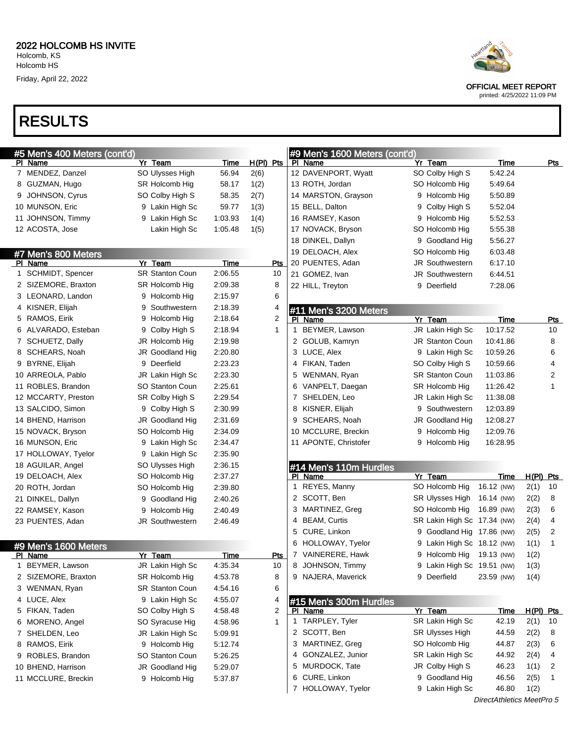# RESULTS

## #5 Men's 400 Meters (cont'd)

| Pl | Name | Yr | Team | Time | H(Pl) | Pts |
|---|---|---|---|---|---|---|
| 7 | MENDEZ, Danzel | SO | Ulysses High | 56.94 | 2(6) | |
| 8 | GUZMAN, Hugo | SR | Holcomb Hig | 58.17 | 1(2) | |
| 9 | JOHNSON, Cyrus | SO | Colby High S | 58.35 | 2(7) | |
| 10 | MUNSON, Eric | 9 | Lakin High Sc | 59.77 | 1(3) | |
| 11 | JOHNSON, Timmy | 9 | Lakin High Sc | 1:03.93 | 1(4) | |
| 12 | ACOSTA, Jose | | Lakin High Sc | 1:05.48 | 1(5) | |

## #7 Men's 800 Meters

| Pl | Name | Yr | Team | Time | Pts |
|---|---|---|---|---|---|
| 1 | SCHMIDT, Spencer | SR | Stanton Coun | 2:06.55 | 10 |
| 2 | SIZEMORE, Braxton | SR | Holcomb Hig | 2:09.38 | 8 |
| 3 | LEONARD, Landon | 9 | Holcomb Hig | 2:15.97 | 6 |
| 4 | KISNER, Elijah | 9 | Southwestern | 2:18.39 | 4 |
| 5 | RAMOS, Eirik | 9 | Holcomb Hig | 2:18.64 | 2 |
| 6 | ALVARADO, Esteban | 9 | Colby High S | 2:18.94 | 1 |
| 7 | SCHUETZ, Dally | JR | Holcomb Hig | 2:19.98 | |
| 8 | SCHEARS, Noah | JR | Goodland Hig | 2:20.80 | |
| 9 | BYRNE, Elijah | 9 | Deerfield | 2:23.23 | |
| 10 | ARREOLA, Pablo | JR | Lakin High Sc | 2:23.30 | |
| 11 | ROBLES, Brandon | SO | Stanton Coun | 2:25.61 | |
| 12 | MCCARTY, Preston | SR | Colby High S | 2:29.54 | |
| 13 | SALCIDO, Simon | 9 | Colby High S | 2:30.99 | |
| 14 | BHEND, Harrison | JR | Goodland Hig | 2:31.69 | |
| 15 | NOVACK, Bryson | SO | Holcomb Hig | 2:34.09 | |
| 16 | MUNSON, Eric | 9 | Lakin High Sc | 2:34.47 | |
| 17 | HOLLOWAY, Tyelor | 9 | Lakin High Sc | 2:35.90 | |
| 18 | AGUILAR, Angel | SO | Ulysses High | 2:36.15 | |
| 19 | DELOACH, Alex | SO | Holcomb Hig | 2:37.27 | |
| 20 | ROTH, Jordan | SO | Holcomb Hig | 2:39.80 | |
| 21 | DINKEL, Dallyn | 9 | Goodland Hig | 2:40.26 | |
| 22 | RAMSEY, Kason | 9 | Holcomb Hig | 2:40.49 | |
| 23 | PUENTES, Adan | JR | Southwestern | 2:46.49 | |

## #9 Men's 1600 Meters

| Pl | Name | Yr | Team | Time | Pts |
|---|---|---|---|---|---|
| 1 | BEYMER, Lawson | JR | Lakin High Sc | 4:35.34 | 10 |
| 2 | SIZEMORE, Braxton | SR | Holcomb Hig | 4:53.78 | 8 |
| 3 | WENMAN, Ryan | SR | Stanton Coun | 4:54.16 | 6 |
| 4 | LUCE, Alex | 9 | Lakin High Sc | 4:55.07 | 4 |
| 5 | FIKAN, Taden | SO | Colby High S | 4:58.48 | 2 |
| 6 | MORENO, Angel | SO | Syracuse Hig | 4:58.96 | 1 |
| 7 | SHELDEN, Leo | JR | Lakin High Sc | 5:09.91 | |
| 8 | RAMOS, Eirik | 9 | Holcomb Hig | 5:12.74 | |
| 9 | ROBLES, Brandon | SO | Stanton Coun | 5:26.25 | |
| 10 | BHEND, Harrison | JR | Goodland Hig | 5:29.07 | |
| 11 | MCCLURE, Breckin | 9 | Holcomb Hig | 5:37.87 | |
| 12 | DAVENPORT, Wyatt | SO | Colby High S | 5:42.24 | |
| 13 | ROTH, Jordan | SO | Holcomb Hig | 5:49.64 | |
| 14 | MARSTON, Grayson | 9 | Holcomb Hig | 5:50.89 | |
| 15 | BELL, Dalton | 9 | Colby High S | 5:52.04 | |
| 16 | RAMSEY, Kason | 9 | Holcomb Hig | 5:52.53 | |
| 17 | NOVACK, Bryson | SO | Holcomb Hig | 5:55.38 | |
| 18 | DINKEL, Dallyn | 9 | Goodland Hig | 5:56.27 | |
| 19 | DELOACH, Alex | SO | Holcomb Hig | 6:03.48 | |
| 20 | PUENTES, Adan | JR | Southwestern | 6:17.10 | |
| 21 | GOMEZ, Ivan | JR | Southwestern | 6:44.51 | |
| 22 | HILL, Treyton | 9 | Deerfield | 7:28.06 | |

## #11 Men's 3200 Meters

| Pl | Name | Yr | Team | Time | Pts |
|---|---|---|---|---|---|
| 1 | BEYMER, Lawson | JR | Lakin High Sc | 10:17.52 | 10 |
| 2 | GOLUB, Kamryn | JR | Stanton Coun | 10:41.86 | 8 |
| 3 | LUCE, Alex | 9 | Lakin High Sc | 10:59.26 | 6 |
| 4 | FIKAN, Taden | SO | Colby High S | 10:59.66 | 4 |
| 5 | WENMAN, Ryan | SR | Stanton Coun | 11:03.86 | 2 |
| 6 | VANPELT, Daegan | SR | Holcomb Hig | 11:26.42 | 1 |
| 7 | SHELDEN, Leo | JR | Lakin High Sc | 11:38.08 | |
| 8 | KISNER, Elijah | 9 | Southwestern | 12:03.89 | |
| 9 | SCHEARS, Noah | JR | Goodland Hig | 12:08.27 | |
| 10 | MCCLURE, Breckin | 9 | Holcomb Hig | 12:09.76 | |
| 11 | APONTE, Christofer | 9 | Holcomb Hig | 16:28.95 | |

## #14 Men's 110m Hurdles

| Pl | Name | Yr | Team | Time | H(Pl) | Pts |
|---|---|---|---|---|---|---|
| 1 | REYES, Manny | SO | Holcomb Hig | 16.12 (NW) | 2(1) | 10 |
| 2 | SCOTT, Ben | SR | Ulysses High | 16.14 (NW) | 2(2) | 8 |
| 3 | MARTINEZ, Greg | SO | Holcomb Hig | 16.89 (NW) | 2(3) | 6 |
| 4 | BEAM, Curtis | SR | Lakin High Sc | 17.34 (NW) | 2(4) | 4 |
| 5 | CURE, Linkon | 9 | Goodland Hig | 17.86 (NW) | 2(5) | 2 |
| 6 | HOLLOWAY, Tyelor | 9 | Lakin High Sc | 18.12 (NW) | 1(1) | 1 |
| 7 | VAINERERE, Hawk | 9 | Holcomb Hig | 19.13 (NW) | 1(2) | |
| 8 | JOHNSON, Timmy | 9 | Lakin High Sc | 19.51 (NW) | 1(3) | |
| 9 | NAJERA, Maverick | 9 | Deerfield | 23.59 (NW) | 1(4) | |

## #15 Men's 300m Hurdles

| Pl | Name | Yr | Team | Time | H(Pl) | Pts |
|---|---|---|---|---|---|---|
| 1 | TARPLEY, Tyler | SR | Lakin High Sc | 42.19 | 2(1) | 10 |
| 2 | SCOTT, Ben | SR | Ulysses High | 44.59 | 2(2) | 8 |
| 3 | MARTINEZ, Greg | SO | Holcomb Hig | 44.87 | 2(3) | 6 |
| 4 | GONZALEZ, Junior | SR | Lakin High Sc | 44.92 | 2(4) | 4 |
| 5 | MURDOCK, Tate | JR | Colby High S | 46.23 | 1(1) | 2 |
| 6 | CURE, Linkon | 9 | Goodland Hig | 46.56 | 2(5) | 1 |
| 7 | HOLLOWAY, Tyelor | 9 | Lakin High Sc | 46.80 | 1(2) | |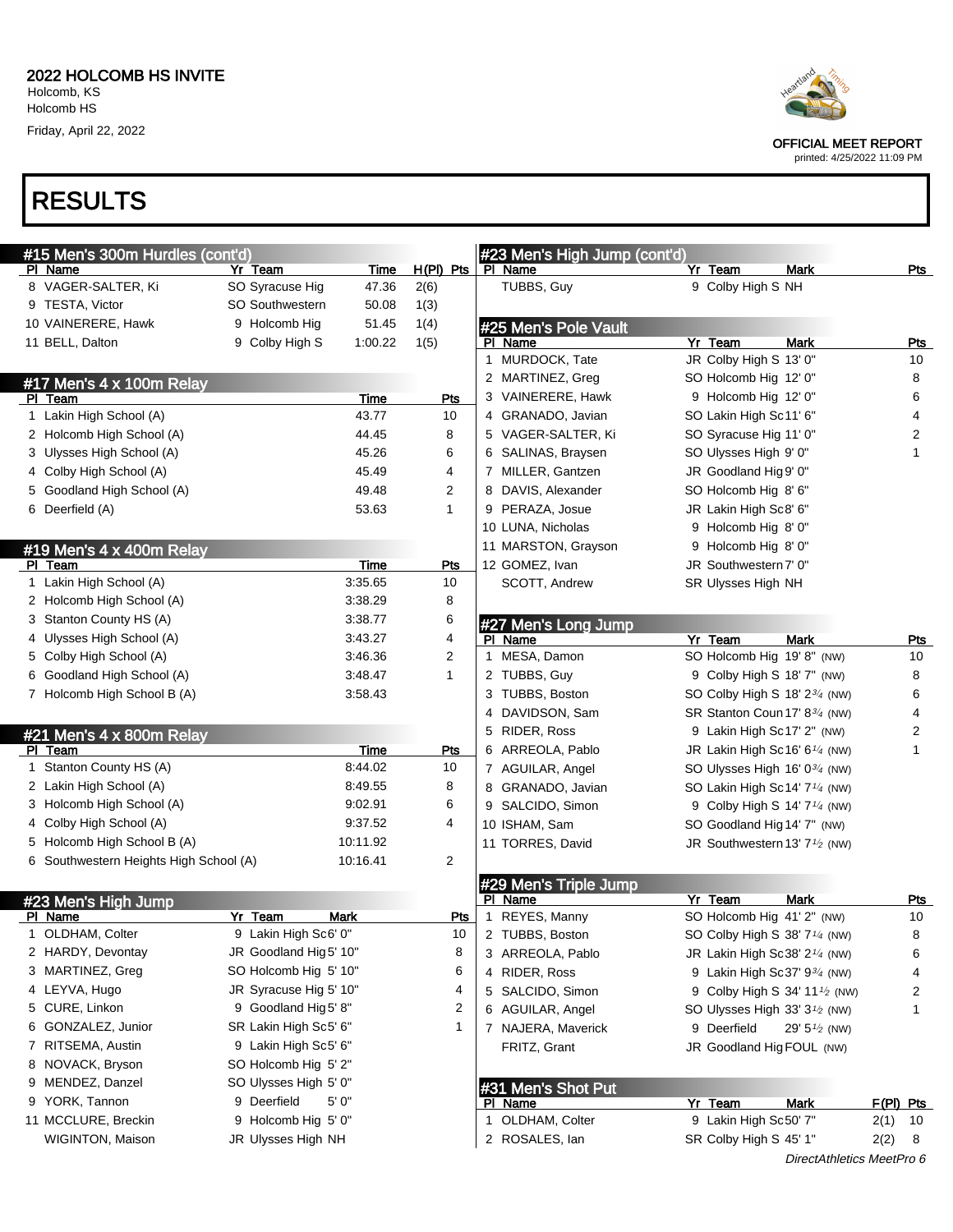# 2022 HOLCOMB HS INVITE

Holcomb, KS
Holcomb HS
Friday, April 22, 2022

OFFICIAL MEET REPORT
printed: 4/25/2022 11:09 PM

# RESULTS

## #15 Men's 300m Hurdles (cont'd)

| Pl | Name | Yr | Team | Time | H(Pl) | Pts |
|---|---|---|---|---|---|---|
| 8 | VAGER-SALTER, Ki | SO | Syracuse Hig | 47.36 | 2(6) | |
| 9 | TESTA, Victor | SO | Southwestern | 50.08 | 1(3) | |
| 10 | VAINERERE, Hawk | 9 | Holcomb Hig | 51.45 | 1(4) | |
| 11 | BELL, Dalton | 9 | Colby High S | 1:00.22 | 1(5) | |

## #17 Men's 4 x 100m Relay

| Pl | Team | Time | Pts |
|---|---|---|---|
| 1 | Lakin High School (A) | 43.77 | 10 |
| 2 | Holcomb High School (A) | 44.45 | 8 |
| 3 | Ulysses High School (A) | 45.26 | 6 |
| 4 | Colby High School (A) | 45.49 | 4 |
| 5 | Goodland High School (A) | 49.48 | 2 |
| 6 | Deerfield (A) | 53.63 | 1 |

## #19 Men's 4 x 400m Relay

| Pl | Team | Time | Pts |
|---|---|---|---|
| 1 | Lakin High School (A) | 3:35.65 | 10 |
| 2 | Holcomb High School (A) | 3:38.29 | 8 |
| 3 | Stanton County HS (A) | 3:38.77 | 6 |
| 4 | Ulysses High School (A) | 3:43.27 | 4 |
| 5 | Colby High School (A) | 3:46.36 | 2 |
| 6 | Goodland High School (A) | 3:48.47 | 1 |
| 7 | Holcomb High School B (A) | 3:58.43 | |

## #21 Men's 4 x 800m Relay

| Pl | Team | Time | Pts |
|---|---|---|---|
| 1 | Stanton County HS (A) | 8:44.02 | 10 |
| 2 | Lakin High School (A) | 8:49.55 | 8 |
| 3 | Holcomb High School (A) | 9:02.91 | 6 |
| 4 | Colby High School (A) | 9:37.52 | 4 |
| 5 | Holcomb High School B (A) | 10:11.92 | |
| 6 | Southwestern Heights High School (A) | 10:16.41 | 2 |

## #23 Men's High Jump

| Pl | Name | Yr | Team | Mark | Pts |
|---|---|---|---|---|---|
| 1 | OLDHAM, Colter | 9 | Lakin High Sc | 6' 0" | 10 |
| 2 | HARDY, Devontay | JR | Goodland Hig | 5' 10" | 8 |
| 3 | MARTINEZ, Greg | SO | Holcomb Hig | 5' 10" | 6 |
| 4 | LEYVA, Hugo | JR | Syracuse Hig | 5' 10" | 4 |
| 5 | CURE, Linkon | 9 | Goodland Hig | 5' 8" | 2 |
| 6 | GONZALEZ, Junior | SR | Lakin High Sc | 5' 6" | 1 |
| 7 | RITSEMA, Austin | 9 | Lakin High Sc | 5' 6" | |
| 8 | NOVACK, Bryson | SO | Holcomb Hig | 5' 2" | |
| 9 | MENDEZ, Danzel | SO | Ulysses High | 5' 0" | |
| 9 | YORK, Tannon | 9 | Deerfield | 5' 0" | |
| 11 | MCCLURE, Breckin | 9 | Holcomb Hig | 5' 0" | |
| | WIGINTON, Maison | JR | Ulysses High | NH | |
| | TUBBS, Guy | 9 | Colby High S | NH | |

## #25 Men's Pole Vault

| Pl | Name | Yr | Team | Mark | Pts |
|---|---|---|---|---|---|
| 1 | MURDOCK, Tate | JR | Colby High S | 13' 0" | 10 |
| 2 | MARTINEZ, Greg | SO | Holcomb Hig | 12' 0" | 8 |
| 3 | VAINERERE, Hawk | 9 | Holcomb Hig | 12' 0" | 6 |
| 4 | GRANADO, Javian | SO | Lakin High Sc | 11' 6" | 4 |
| 5 | VAGER-SALTER, Ki | SO | Syracuse Hig | 11' 0" | 2 |
| 6 | SALINAS, Braysen | SO | Ulysses High | 9' 0" | 1 |
| 7 | MILLER, Gantzen | JR | Goodland Hig | 9' 0" | |
| 8 | DAVIS, Alexander | SO | Holcomb Hig | 8' 6" | |
| 9 | PERAZA, Josue | JR | Lakin High Sc | 8' 6" | |
| 10 | LUNA, Nicholas | 9 | Holcomb Hig | 8' 0" | |
| 11 | MARSTON, Grayson | 9 | Holcomb Hig | 8' 0" | |
| 12 | GOMEZ, Ivan | JR | Southwestern | 7' 0" | |
| | SCOTT, Andrew | SR | Ulysses High | NH | |

## #27 Men's Long Jump

| Pl | Name | Yr | Team | Mark | Pts |
|---|---|---|---|---|---|
| 1 | MESA, Damon | SO | Holcomb Hig | 19' 8" (NW) | 10 |
| 2 | TUBBS, Guy | 9 | Colby High S | 18' 7" (NW) | 8 |
| 3 | TUBBS, Boston | SO | Colby High S | 18' 2 3/4 (NW) | 6 |
| 4 | DAVIDSON, Sam | SR | Stanton Coun | 17' 8 3/4 (NW) | 4 |
| 5 | RIDER, Ross | 9 | Lakin High Sc | 17' 2" (NW) | 2 |
| 6 | ARREOLA, Pablo | JR | Lakin High Sc | 16' 6 1/4 (NW) | 1 |
| 7 | AGUILAR, Angel | SO | Ulysses High | 16' 0 3/4 (NW) | |
| 8 | GRANADO, Javian | SO | Lakin High Sc | 14' 7 1/4 (NW) | |
| 9 | SALCIDO, Simon | 9 | Colby High S | 14' 7 1/4 (NW) | |
| 10 | ISHAM, Sam | SO | Goodland Hig | 14' 7" (NW) | |
| 11 | TORRES, David | JR | Southwestern | 13' 7 1/2 (NW) | |

## #29 Men's Triple Jump

| Pl | Name | Yr | Team | Mark | Pts |
|---|---|---|---|---|---|
| 1 | REYES, Manny | SO | Holcomb Hig | 41' 2" (NW) | 10 |
| 2 | TUBBS, Boston | SO | Colby High S | 38' 7 1/4 (NW) | 8 |
| 3 | ARREOLA, Pablo | JR | Lakin High Sc | 38' 2 1/4 (NW) | 6 |
| 4 | RIDER, Ross | 9 | Lakin High Sc | 37' 9 3/4 (NW) | 4 |
| 5 | SALCIDO, Simon | 9 | Colby High S | 34' 11 1/2 (NW) | 2 |
| 6 | AGUILAR, Angel | SO | Ulysses High | 33' 3 1/2 (NW) | 1 |
| 7 | NAJERA, Maverick | 9 | Deerfield | 29' 5 1/2 (NW) | |
| | FRITZ, Grant | JR | Goodland Hig | FOUL (NW) | |

## #31 Men's Shot Put

| Pl | Name | Yr | Team | Mark | F(Pl) | Pts |
|---|---|---|---|---|---|---|
| 1 | OLDHAM, Colter | 9 | Lakin High Sc | 50' 7" | 2(1) | 10 |
| 2 | ROSALES, Ian | SR | Colby High S | 45' 1" | 2(2) | 8 |

DirectAthletics MeetPro 6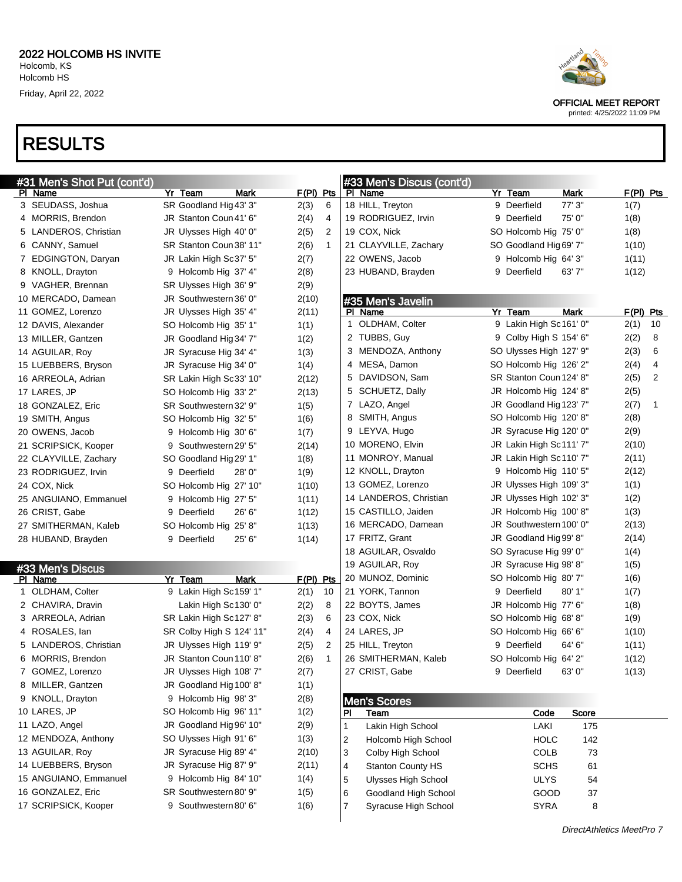# 2022 HOLCOMB HS INVITE

Holcomb, KS
Holcomb HS
Friday, April 22, 2022

OFFICIAL MEET REPORT
printed: 4/25/2022 11:09 PM

# RESULTS

## #31 Men's Shot Put (cont'd)

| Pl | Name | Yr | Team | Mark | F(Pl) | Pts |
|---|---|---|---|---|---|---|
| 3 | SEUDASS, Joshua | SR | Goodland Hig | 43' 3" | 2(3) | 6 |
| 4 | MORRIS, Brendon | JR | Stanton Coun | 41' 6" | 2(4) | 4 |
| 5 | LANDEROS, Christian | JR | Ulysses High | 40' 0" | 2(5) | 2 |
| 6 | CANNY, Samuel | SR | Stanton Coun | 38' 11" | 2(6) | 1 |
| 7 | EDGINGTON, Daryan | JR | Lakin High Sc | 37' 5" | 2(7) | |
| 8 | KNOLL, Drayton | 9 | Holcomb Hig | 37' 4" | 2(8) | |
| 9 | VAGHER, Brennan | SR | Ulysses High | 36' 9" | 2(9) | |
| 10 | MERCADO, Damean | JR | Southwestern | 36' 0" | 2(10) | |
| 11 | GOMEZ, Lorenzo | JR | Ulysses High | 35' 4" | 2(11) | |
| 12 | DAVIS, Alexander | SO | Holcomb Hig | 35' 1" | 1(1) | |
| 13 | MILLER, Gantzen | JR | Goodland Hig | 34' 7" | 1(2) | |
| 14 | AGUILAR, Roy | JR | Syracuse Hig | 34' 4" | 1(3) | |
| 15 | LUEBBERS, Bryson | JR | Syracuse Hig | 34' 0" | 1(4) | |
| 16 | ARREOLA, Adrian | SR | Lakin High Sc | 33' 10" | 2(12) | |
| 17 | LARES, JP | SO | Holcomb Hig | 33' 2" | 2(13) | |
| 18 | GONZALEZ, Eric | SR | Southwestern | 32' 9" | 1(5) | |
| 19 | SMITH, Angus | SO | Holcomb Hig | 32' 5" | 1(6) | |
| 20 | OWENS, Jacob | 9 | Holcomb Hig | 30' 6" | 1(7) | |
| 21 | SCRIPSICK, Kooper | 9 | Southwestern | 29' 5" | 2(14) | |
| 22 | CLAYVILLE, Zachary | SO | Goodland Hig | 29' 1" | 1(8) | |
| 23 | RODRIGUEZ, Irvin | 9 | Deerfield | 28' 0" | 1(9) | |
| 24 | COX, Nick | SO | Holcomb Hig | 27' 10" | 1(10) | |
| 25 | ANGUIANO, Emmanuel | 9 | Holcomb Hig | 27' 5" | 1(11) | |
| 26 | CRIST, Gabe | 9 | Deerfield | 26' 6" | 1(12) | |
| 27 | SMITHERMAN, Kaleb | SO | Holcomb Hig | 25' 8" | 1(13) | |
| 28 | HUBAND, Brayden | 9 | Deerfield | 25' 6" | 1(14) | |

## #33 Men's Discus

| Pl | Name | Yr | Team | Mark | F(Pl) | Pts |
|---|---|---|---|---|---|---|
| 1 | OLDHAM, Colter | 9 | Lakin High Sc | 159' 1" | 2(1) | 10 |
| 2 | CHAVIRA, Dravin | | Lakin High Sc | 130' 0" | 2(2) | 8 |
| 3 | ARREOLA, Adrian | SR | Lakin High Sc | 127' 8" | 2(3) | 6 |
| 4 | ROSALES, Ian | SR | Colby High S | 124' 11" | 2(4) | 4 |
| 5 | LANDEROS, Christian | JR | Ulysses High | 119' 9" | 2(5) | 2 |
| 6 | MORRIS, Brendon | JR | Stanton Coun | 110' 8" | 2(6) | 1 |
| 7 | GOMEZ, Lorenzo | JR | Ulysses High | 108' 7" | 2(7) | |
| 8 | MILLER, Gantzen | JR | Goodland Hig | 100' 8" | 1(1) | |
| 9 | KNOLL, Drayton | 9 | Holcomb Hig | 98' 3" | 2(8) | |
| 10 | LARES, JP | SO | Holcomb Hig | 96' 11" | 1(2) | |
| 11 | LAZO, Angel | JR | Goodland Hig | 96' 10" | 2(9) | |
| 12 | MENDOZA, Anthony | SO | Ulysses High | 91' 6" | 1(3) | |
| 13 | AGUILAR, Roy | JR | Syracuse Hig | 89' 4" | 2(10) | |
| 14 | LUEBBERS, Bryson | JR | Syracuse Hig | 87' 9" | 2(11) | |
| 15 | ANGUIANO, Emmanuel | 9 | Holcomb Hig | 84' 10" | 1(4) | |
| 16 | GONZALEZ, Eric | SR | Southwestern | 80' 9" | 1(5) | |
| 17 | SCRIPSICK, Kooper | 9 | Southwestern | 80' 6" | 1(6) | |
| 18 | HILL, Treyton | 9 | Deerfield | 77' 3" | 1(7) | |
| 19 | RODRIGUEZ, Irvin | 9 | Deerfield | 75' 0" | 1(8) | |
| 19 | COX, Nick | SO | Holcomb Hig | 75' 0" | 1(8) | |
| 21 | CLAYVILLE, Zachary | SO | Goodland Hig | 69' 7" | 1(10) | |
| 22 | OWENS, Jacob | 9 | Holcomb Hig | 64' 3" | 1(11) | |
| 23 | HUBAND, Brayden | 9 | Deerfield | 63' 7" | 1(12) | |

## #35 Men's Javelin

| Pl | Name | Yr | Team | Mark | F(Pl) | Pts |
|---|---|---|---|---|---|---|
| 1 | OLDHAM, Colter | 9 | Lakin High Sc | 161' 0" | 2(1) | 10 |
| 2 | TUBBS, Guy | 9 | Colby High S | 154' 6" | 2(2) | 8 |
| 3 | MENDOZA, Anthony | SO | Ulysses High | 127' 9" | 2(3) | 6 |
| 4 | MESA, Damon | SO | Holcomb Hig | 126' 2" | 2(4) | 4 |
| 5 | DAVIDSON, Sam | SR | Stanton Coun | 124' 8" | 2(5) | 2 |
| 5 | SCHUETZ, Dally | JR | Holcomb Hig | 124' 8" | 2(5) | |
| 7 | LAZO, Angel | JR | Goodland Hig | 123' 7" | 2(7) | 1 |
| 8 | SMITH, Angus | SO | Holcomb Hig | 120' 8" | 2(8) | |
| 9 | LEYVA, Hugo | JR | Syracuse Hig | 120' 0" | 2(9) | |
| 10 | MORENO, Elvin | JR | Lakin High Sc | 111' 7" | 2(10) | |
| 11 | MONROY, Manual | JR | Lakin High Sc | 110' 7" | 2(11) | |
| 12 | KNOLL, Drayton | 9 | Holcomb Hig | 110' 5" | 2(12) | |
| 13 | GOMEZ, Lorenzo | JR | Ulysses High | 109' 3" | 1(1) | |
| 14 | LANDEROS, Christian | JR | Ulysses High | 102' 3" | 1(2) | |
| 15 | CASTILLO, Jaiden | JR | Holcomb Hig | 100' 8" | 1(3) | |
| 16 | MERCADO, Damean | JR | Southwestern | 100' 0" | 2(13) | |
| 17 | FRITZ, Grant | JR | Goodland Hig | 99' 8" | 2(14) | |
| 18 | AGUILAR, Osvaldo | SO | Syracuse Hig | 99' 0" | 1(4) | |
| 19 | AGUILAR, Roy | JR | Syracuse Hig | 98' 8" | 1(5) | |
| 20 | MUNOZ, Dominic | SO | Holcomb Hig | 80' 7" | 1(6) | |
| 21 | YORK, Tannon | 9 | Deerfield | 80' 1" | 1(7) | |
| 22 | BOYTS, James | JR | Holcomb Hig | 77' 6" | 1(8) | |
| 23 | COX, Nick | SO | Holcomb Hig | 68' 8" | 1(9) | |
| 24 | LARES, JP | SO | Holcomb Hig | 66' 6" | 1(10) | |
| 25 | HILL, Treyton | 9 | Deerfield | 64' 6" | 1(11) | |
| 26 | SMITHERMAN, Kaleb | SO | Holcomb Hig | 64' 2" | 1(12) | |
| 27 | CRIST, Gabe | 9 | Deerfield | 63' 0" | 1(13) | |

## Men's Scores

| Pl | Team | Code | Score |
|---|---|---|---|
| 1 | Lakin High School | LAKI | 175 |
| 2 | Holcomb High School | HOLC | 142 |
| 3 | Colby High School | COLB | 73 |
| 4 | Stanton County HS | SCHS | 61 |
| 5 | Ulysses High School | ULYS | 54 |
| 6 | Goodland High School | GOOD | 37 |
| 7 | Syracuse High School | SYRA | 8 |

DirectAthletics MeetPro 7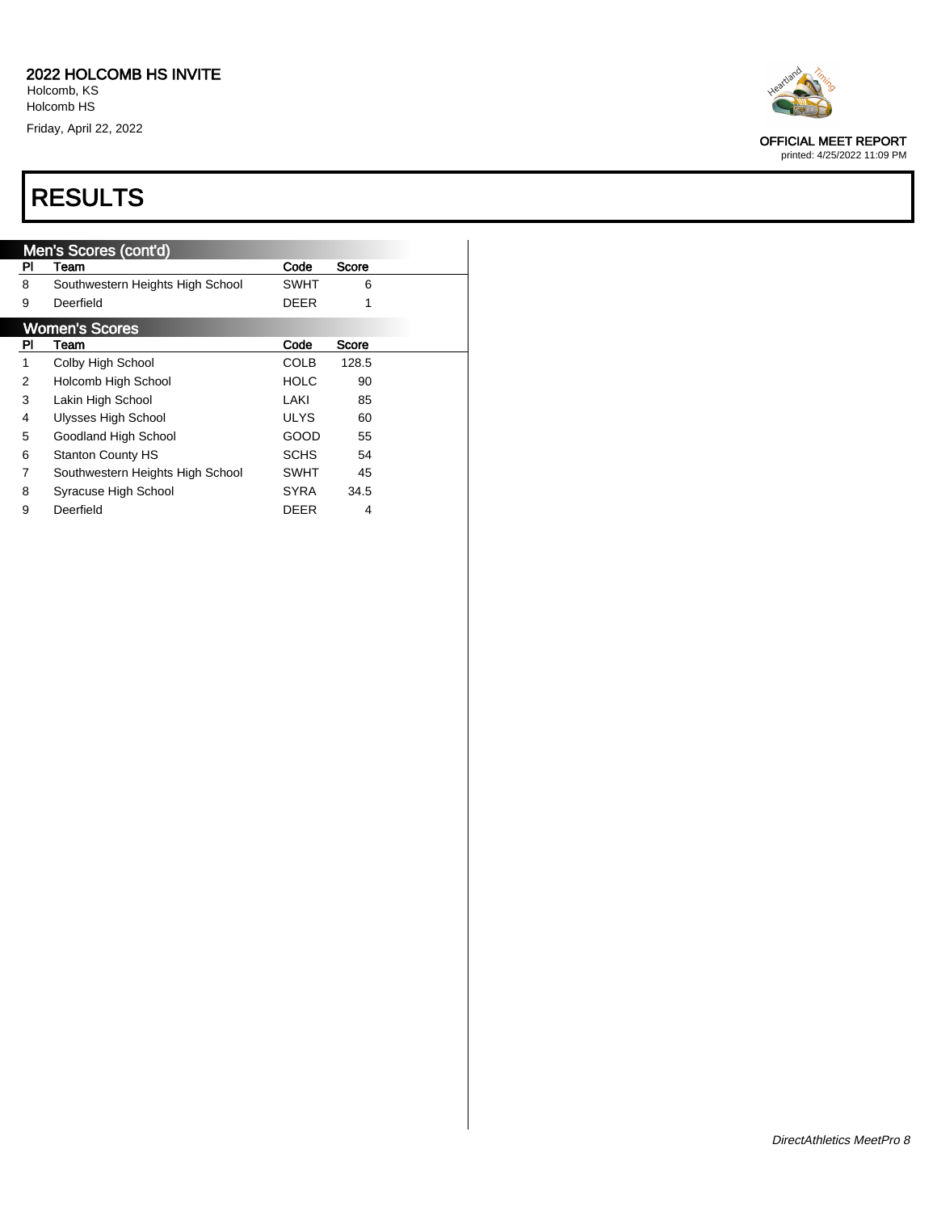# RESULTS

## Men's Scores (cont'd)

| Pl | Team | Code | Score |
|---|---|---|---|
| 8 | Southwestern Heights High School | SWHT | 6 |
| 9 | Deerfield | DEER | 1 |

## Women's Scores

| Pl | Team | Code | Score |
|---|---|---|---|
| 1 | Colby High School | COLB | 128.5 |
| 2 | Holcomb High School | HOLC | 90 |
| 3 | Lakin High School | LAKI | 85 |
| 4 | Ulysses High School | ULYS | 60 |
| 5 | Goodland High School | GOOD | 55 |
| 6 | Stanton County HS | SCHS | 54 |
| 7 | Southwestern Heights High School | SWHT | 45 |
| 8 | Syracuse High School | SYRA | 34.5 |
| 9 | Deerfield | DEER | 4 |